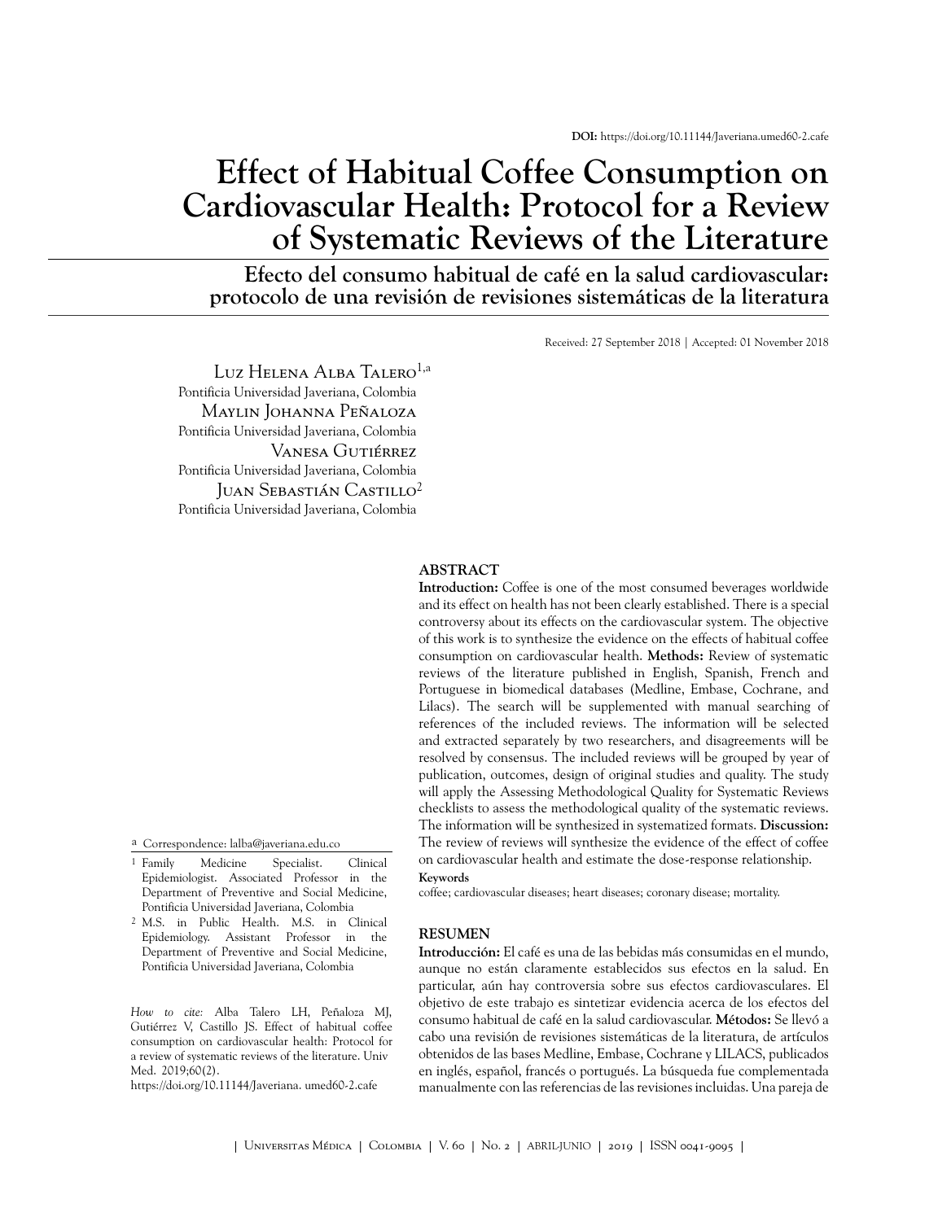**DOI:** https://doi.org/10.11144/Javeriana.umed60-2.cafe

# Effect of Habitual Coffee Consumption on Cardiovascular Health: Protocol for a Review of Systematic Reviews of the Literature

## Efecto del consumo habitual de café en la salud cardiovascular: protocolo de una revisión de revisiones sistemáticas de la literatura

Received: 27 September 2018 | Accepted: 01 November 2018

Luz Helena Alba Talero[1,a]
Pontificia Universidad Javeriana, Colombia

Maylin Johanna Peñaloza
Pontificia Universidad Javeriana, Colombia

Vanesa Gutiérrez
Pontificia Universidad Javeriana, Colombia

Juan Sebastián Castillo[2]
Pontificia Universidad Javeriana, Colombia

### ABSTRACT

**Introduction:** Coffee is one of the most consumed beverages worldwide and its effect on health has not been clearly established. There is a special controversy about its effects on the cardiovascular system. The objective of this work is to synthesize the evidence on the effects of habitual coffee consumption on cardiovascular health. **Methods:** Review of systematic reviews of the literature published in English, Spanish, French and Portuguese in biomedical databases (Medline, Embase, Cochrane, and Lilacs). The search will be supplemented with manual searching of references of the included reviews. The information will be selected and extracted separately by two researchers, and disagreements will be resolved by consensus. The included reviews will be grouped by year of publication, outcomes, design of original studies and quality. The study will apply the Assessing Methodological Quality for Systematic Reviews checklists to assess the methodological quality of the systematic reviews. The information will be synthesized in systematized formats. **Discussion:** The review of reviews will synthesize the evidence of the effect of coffee on cardiovascular health and estimate the dose-response relationship.

**Keywords**

coffee; cardiovascular diseases; heart diseases; coronary disease; mortality.

### RESUMEN

**Introducción:** El café es una de las bebidas más consumidas en el mundo, aunque no están claramente establecidos sus efectos en la salud. En particular, aún hay controversia sobre sus efectos cardiovasculares. El objetivo de este trabajo es sintetizar evidencia acerca de los efectos del consumo habitual de café en la salud cardiovascular. **Métodos:** Se llevó a cabo una revisión de revisiones sistemáticas de la literatura, de artículos obtenidos de las bases Medline, Embase, Cochrane y LILACS, publicados en inglés, español, francés o portugués. La búsqueda fue complementada manualmente con las referencias de las revisiones incluidas. Una pareja de

---

[a] Correspondence: lalba@javeriana.edu.co

[1] Family Medicine Specialist. Clinical Epidemiologist. Associated Professor in the Department of Preventive and Social Medicine, Pontificia Universidad Javeriana, Colombia

[2] M.S. in Public Health. M.S. in Clinical Epidemiology. Assistant Professor in the Department of Preventive and Social Medicine, Pontificia Universidad Javeriana, Colombia

*How to cite:* Alba Talero LH, Peñaloza MJ, Gutiérrez V, Castillo JS. Effect of habitual coffee consumption on cardiovascular health: Protocol for a review of systematic reviews of the literature. Univ Med. 2019;60(2). https://doi.org/10.11144/Javeriana. umed60-2.cafe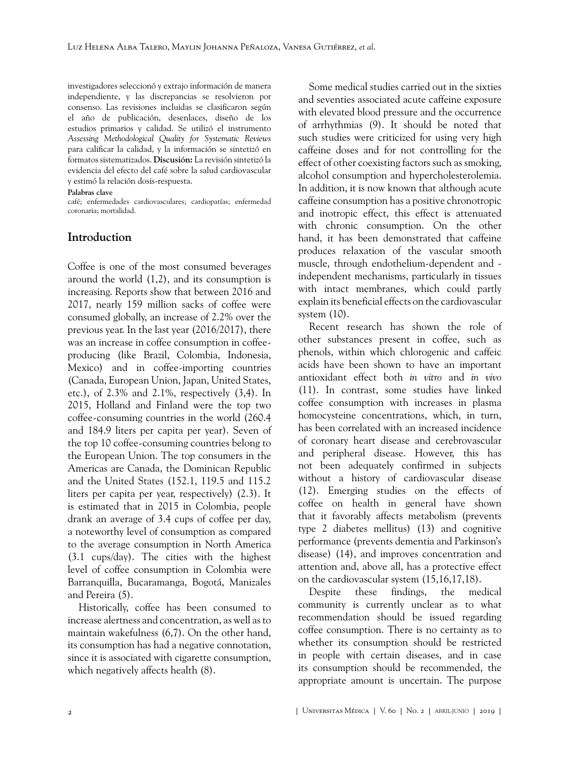investigadores seleccionó y extrajo información de manera independiente, y las discrepancias se resolvieron por consenso. Las revisiones incluidas se clasificaron según el año de publicación, desenlaces, diseño de los estudios primarios y calidad. Se utilizó el instrumento *Assessing Methodological Quality for Systematic Reviews* para calificar la calidad, y la información se sintetizó en formatos sistematizados. **Discusión:** La revisión sintetizó la evidencia del efecto del café sobre la salud cardiovascular y estimó la relación dosis-respuesta.

**Palabras clave**

café; enfermedades cardiovasculares; cardiopatías; enfermedad coronaria; mortalidad.

## Introduction

Coffee is one of the most consumed beverages around the world (1,2), and its consumption is increasing. Reports show that between 2016 and 2017, nearly 159 million sacks of coffee were consumed globally, an increase of 2.2% over the previous year. In the last year (2016/2017), there was an increase in coffee consumption in coffee-producing (like Brazil, Colombia, Indonesia, Mexico) and in coffee-importing countries (Canada, European Union, Japan, United States, etc.), of 2.3% and 2.1%, respectively (3,4). In 2015, Holland and Finland were the top two coffee-consuming countries in the world (260.4 and 184.9 liters per capita per year). Seven of the top 10 coffee-consuming countries belong to the European Union. The top consumers in the Americas are Canada, the Dominican Republic and the United States (152.1, 119.5 and 115.2 liters per capita per year, respectively) (2.3). It is estimated that in 2015 in Colombia, people drank an average of 3.4 cups of coffee per day, a noteworthy level of consumption as compared to the average consumption in North America (3.1 cups/day). The cities with the highest level of coffee consumption in Colombia were Barranquilla, Bucaramanga, Bogotá, Manizales and Pereira (5).

Historically, coffee has been consumed to increase alertness and concentration, as well as to maintain wakefulness (6,7). On the other hand, its consumption has had a negative connotation, since it is associated with cigarette consumption, which negatively affects health (8).

Some medical studies carried out in the sixties and seventies associated acute caffeine exposure with elevated blood pressure and the occurrence of arrhythmias (9). It should be noted that such studies were criticized for using very high caffeine doses and for not controlling for the effect of other coexisting factors such as smoking, alcohol consumption and hypercholesterolemia. In addition, it is now known that although acute caffeine consumption has a positive chronotropic and inotropic effect, this effect is attenuated with chronic consumption. On the other hand, it has been demonstrated that caffeine produces relaxation of the vascular smooth muscle, through endothelium-dependent and -independent mechanisms, particularly in tissues with intact membranes, which could partly explain its beneficial effects on the cardiovascular system (10).

Recent research has shown the role of other substances present in coffee, such as phenols, within which chlorogenic and caffeic acids have been shown to have an important antioxidant effect both *in vitro* and *in vivo* (11). In contrast, some studies have linked coffee consumption with increases in plasma homocysteine concentrations, which, in turn, has been correlated with an increased incidence of coronary heart disease and cerebrovascular and peripheral disease. However, this has not been adequately confirmed in subjects without a history of cardiovascular disease (12). Emerging studies on the effects of coffee on health in general have shown that it favorably affects metabolism (prevents type 2 diabetes mellitus) (13) and cognitive performance (prevents dementia and Parkinson's disease) (14), and improves concentration and attention and, above all, has a protective effect on the cardiovascular system (15,16,17,18).

Despite these findings, the medical community is currently unclear as to what recommendation should be issued regarding coffee consumption. There is no certainty as to whether its consumption should be restricted in people with certain diseases, and in case its consumption should be recommended, the appropriate amount is uncertain. The purpose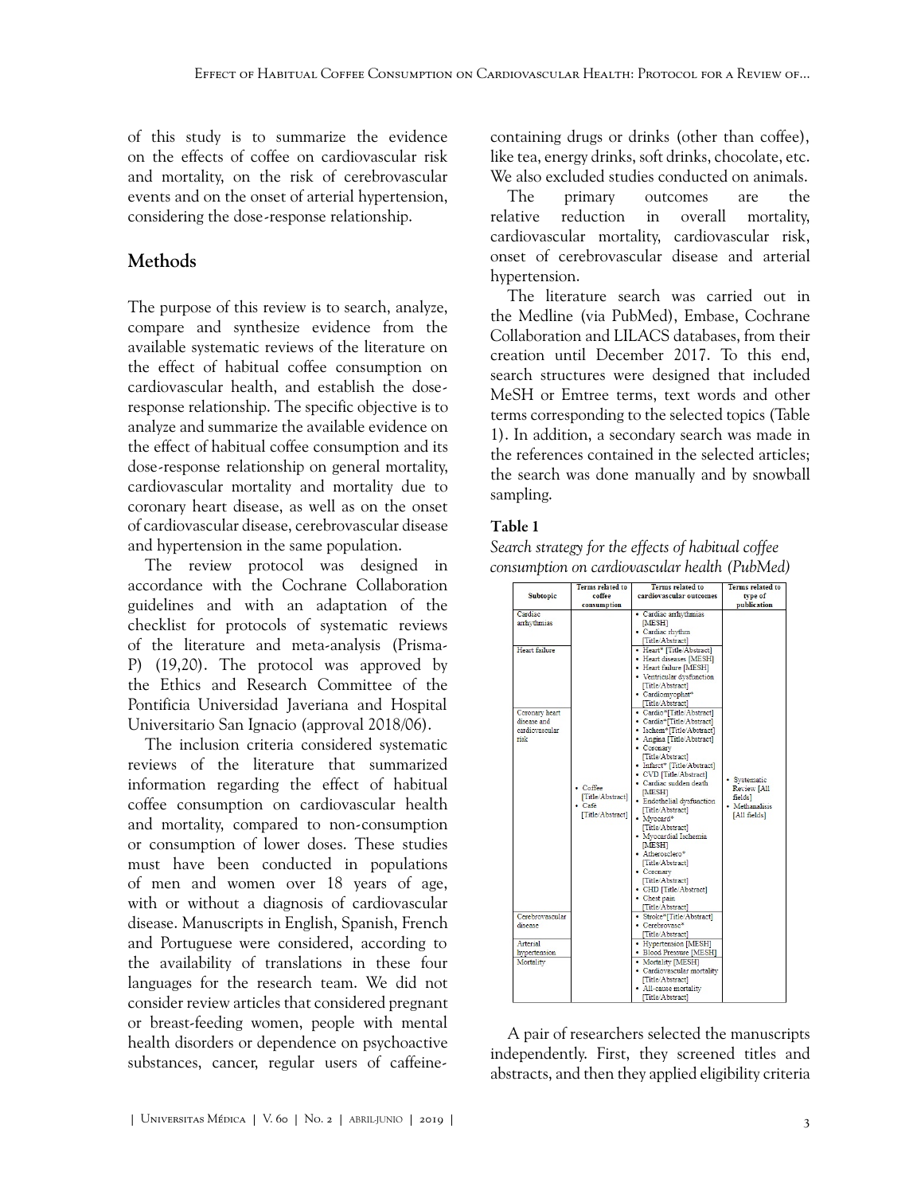of this study is to summarize the evidence on the effects of coffee on cardiovascular risk and mortality, on the risk of cerebrovascular events and on the onset of arterial hypertension, considering the dose-response relationship.

## Methods

The purpose of this review is to search, analyze, compare and synthesize evidence from the available systematic reviews of the literature on the effect of habitual coffee consumption on cardiovascular health, and establish the dose-response relationship. The specific objective is to analyze and summarize the available evidence on the effect of habitual coffee consumption and its dose-response relationship on general mortality, cardiovascular mortality and mortality due to coronary heart disease, as well as on the onset of cardiovascular disease, cerebrovascular disease and hypertension in the same population.

The review protocol was designed in accordance with the Cochrane Collaboration guidelines and with an adaptation of the checklist for protocols of systematic reviews of the literature and meta-analysis (Prisma-P) (19,20). The protocol was approved by the Ethics and Research Committee of the Pontificia Universidad Javeriana and Hospital Universitario San Ignacio (approval 2018/06).

The inclusion criteria considered systematic reviews of the literature that summarized information regarding the effect of habitual coffee consumption on cardiovascular health and mortality, compared to non-consumption or consumption of lower doses. These studies must have been conducted in populations of men and women over 18 years of age, with or without a diagnosis of cardiovascular disease. Manuscripts in English, Spanish, French and Portuguese were considered, according to the availability of translations in these four languages for the research team. We did not consider review articles that considered pregnant or breast-feeding women, people with mental health disorders or dependence on psychoactive substances, cancer, regular users of caffeine-containing drugs or drinks (other than coffee), like tea, energy drinks, soft drinks, chocolate, etc. We also excluded studies conducted on animals.

The primary outcomes are the relative reduction in overall mortality, cardiovascular mortality, cardiovascular risk, onset of cerebrovascular disease and arterial hypertension.

The literature search was carried out in the Medline (via PubMed), Embase, Cochrane Collaboration and LILACS databases, from their creation until December 2017. To this end, search structures were designed that included MeSH or Emtree terms, text words and other terms corresponding to the selected topics (Table 1). In addition, a secondary search was made in the references contained in the selected articles; the search was done manually and by snowball sampling.

**Table 1**

*Search strategy for the effects of habitual coffee consumption on cardiovascular health (PubMed)*

| Subtopic | Terms related to coffee consumption | Terms related to cardiovascular outcomes | Terms related to type of publication |
|---|---|---|---|
| Cardiac arrhythmias | • Coffee [Title/Abstract]<br>• Café [Title/Abstract] | • Cardiac arrhythmias [MESH]<br>• Cardiac rhythm [Title/Abstract] | • Systematic Review [All fields]<br>• Methanalisis [All fields] |
| Heart failure | | • Heart* [Title/Abstract]<br>• Heart diseases [MESH]<br>• Heart failure [MESH]<br>• Ventricular dysfunction [Title/Abstract]<br>• Cardiomyophat* [Title/Abstract] | |
| Coronary heart disease and cardiovascular risk | | • Cardio*[Title/Abstract]<br>• Cardia*[Title/Abstract]<br>• Ischem*[Title/Abstract]<br>• Angina [Title/Abstract]<br>• Coronary [Title/Abstract]<br>• Infarct* [Title/Abstract]<br>• CVD [Title/Abstract]<br>• Cardiac sudden death [MESH]<br>• Endothelial dysfunction [Title/Abstract]<br>• Myocard* [Title/Abstract]<br>• Myocardial Ischemia [MESH]<br>• Atherosclero* [Title/Abstract]<br>• Coronary [Title/Abstract]<br>• CHD [Title/Abstract]<br>• Chest pain [Title/Abstract] | |
| Cerebrovascular disease | | • Stroke*[Title/Abstract]<br>• Cerebrovasc* [Title/Abstract] | |
| Arterial hypertension | | • Hypertension [MESH]<br>• Blood Pressure [MESH] | |
| Mortality | | • Mortality [MESH]<br>• Cardiovascular mortality [Title/Abstract]<br>• All-cause mortality [Title/Abstract] | |

A pair of researchers selected the manuscripts independently. First, they screened titles and abstracts, and then they applied eligibility criteria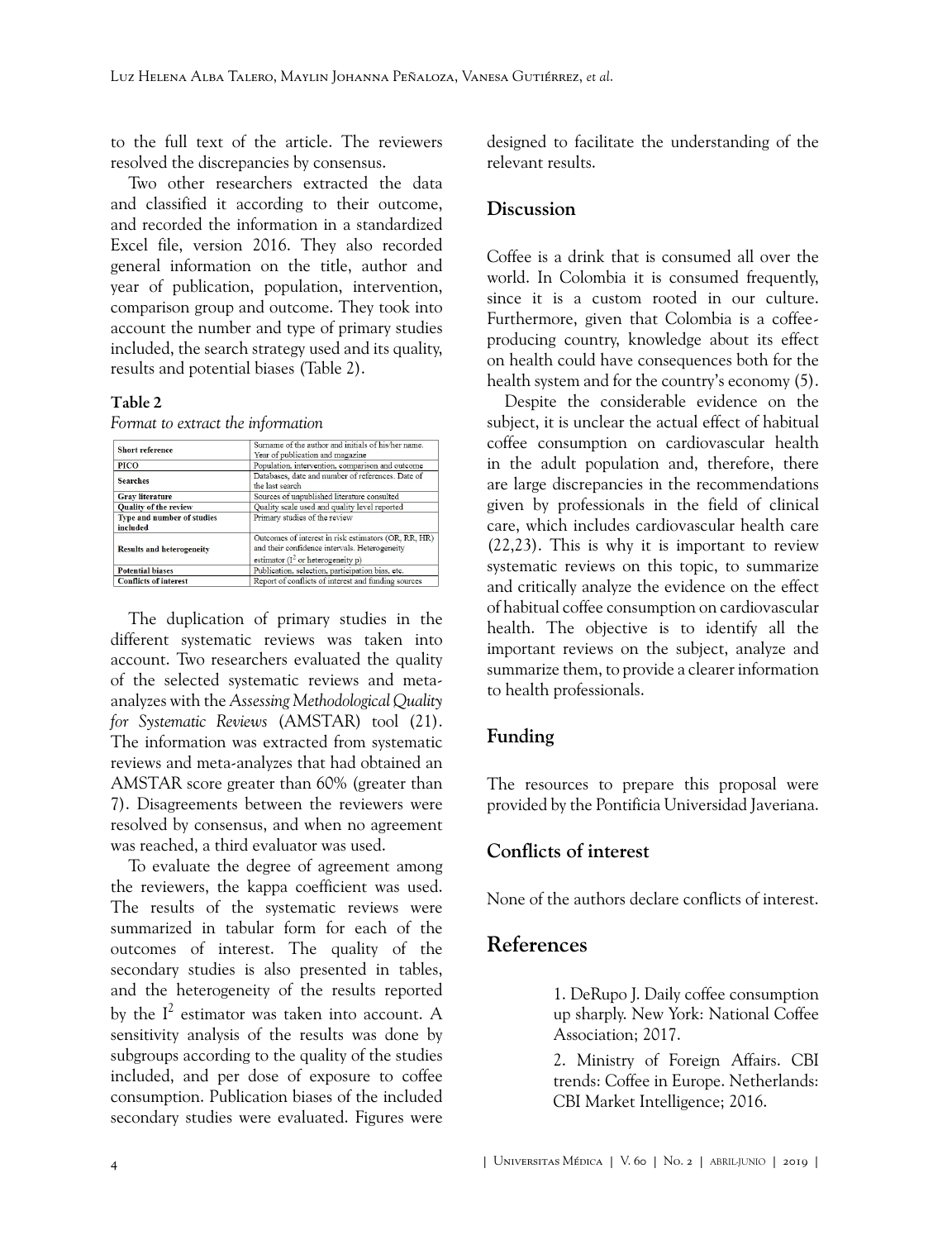to the full text of the article. The reviewers resolved the discrepancies by consensus.

Two other researchers extracted the data and classified it according to their outcome, and recorded the information in a standardized Excel file, version 2016. They also recorded general information on the title, author and year of publication, population, intervention, comparison group and outcome. They took into account the number and type of primary studies included, the search strategy used and its quality, results and potential biases (Table 2).

**Table 2**

*Format to extract the information*

| | |
|---|---|
| **Short reference** | Surname of the author and initials of his/her name. Year of publication and magazine |
| **PICO** | Population, intervention, comparison and outcome |
| **Searches** | Databases, date and number of references. Date of the last search |
| **Gray literature** | Sources of unpublished literature consulted |
| **Quality of the review** | Quality scale used and quality level reported |
| **Type and number of studies included** | Primary studies of the review |
| **Results and heterogeneity** | Outcomes of interest in risk estimators (OR, RR, HR) and their confidence intervals. Heterogeneity estimator ($I^2$ or heterogeneity p) |
| **Potential biases** | Publication, selection, participation bias, etc. |
| **Conflicts of interest** | Report of conflicts of interest and funding sources |

The duplication of primary studies in the different systematic reviews was taken into account. Two researchers evaluated the quality of the selected systematic reviews and meta-analyzes with the *Assessing Methodological Quality for Systematic Reviews* (AMSTAR) tool (21). The information was extracted from systematic reviews and meta-analyzes that had obtained an AMSTAR score greater than 60% (greater than 7). Disagreements between the reviewers were resolved by consensus, and when no agreement was reached, a third evaluator was used.

To evaluate the degree of agreement among the reviewers, the kappa coefficient was used. The results of the systematic reviews were summarized in tabular form for each of the outcomes of interest. The quality of the secondary studies is also presented in tables, and the heterogeneity of the results reported by the $I^2$ estimator was taken into account. A sensitivity analysis of the results was done by subgroups according to the quality of the studies included, and per dose of exposure to coffee consumption. Publication biases of the included secondary studies were evaluated. Figures were designed to facilitate the understanding of the relevant results.

## Discussion

Coffee is a drink that is consumed all over the world. In Colombia it is consumed frequently, since it is a custom rooted in our culture. Furthermore, given that Colombia is a coffee-producing country, knowledge about its effect on health could have consequences both for the health system and for the country's economy (5).

Despite the considerable evidence on the subject, it is unclear the actual effect of habitual coffee consumption on cardiovascular health in the adult population and, therefore, there are large discrepancies in the recommendations given by professionals in the field of clinical care, which includes cardiovascular health care (22,23). This is why it is important to review systematic reviews on this topic, to summarize and critically analyze the evidence on the effect of habitual coffee consumption on cardiovascular health. The objective is to identify all the important reviews on the subject, analyze and summarize them, to provide a clearer information to health professionals.

## Funding

The resources to prepare this proposal were provided by the Pontificia Universidad Javeriana.

## Conflicts of interest

None of the authors declare conflicts of interest.

# References

1. DeRupo J. Daily coffee consumption up sharply. New York: National Coffee Association; 2017.

2. Ministry of Foreign Affairs. CBI trends: Coffee in Europe. Netherlands: CBI Market Intelligence; 2016.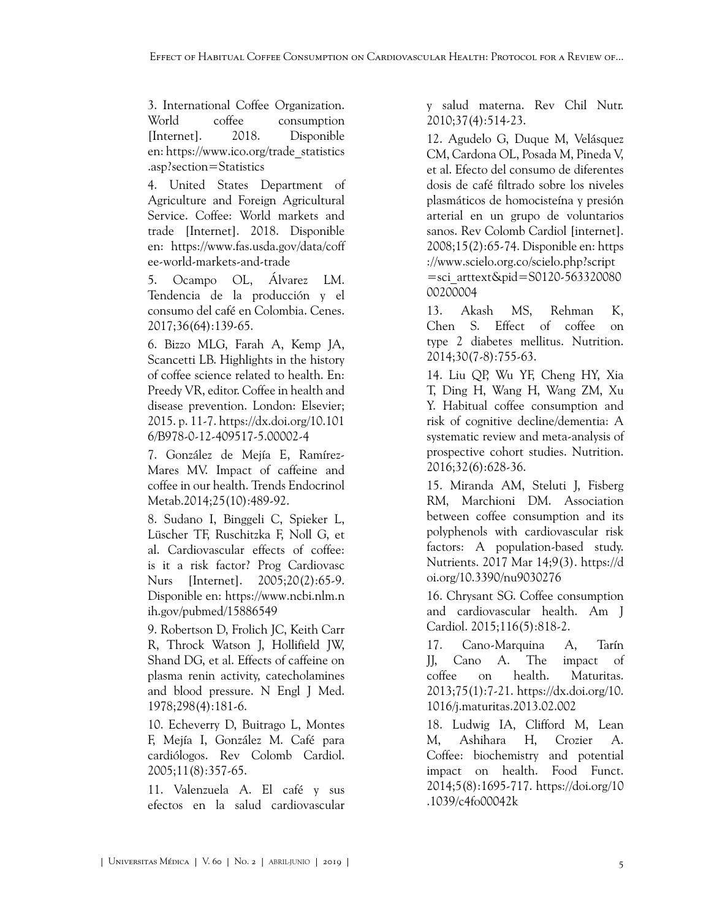3. International Coffee Organization. World coffee consumption [Internet]. 2018. Disponible en: https://www.ico.org/trade_statistics.asp?section=Statistics

4. United States Department of Agriculture and Foreign Agricultural Service. Coffee: World markets and trade [Internet]. 2018. Disponible en: https://www.fas.usda.gov/data/coffee-world-markets-and-trade

5. Ocampo OL, Álvarez LM. Tendencia de la producción y el consumo del café en Colombia. Cenes. 2017;36(64):139-65.

6. Bizzo MLG, Farah A, Kemp JA, Scancetti LB. Highlights in the history of coffee science related to health. En: Preedy VR, editor. Coffee in health and disease prevention. London: Elsevier; 2015. p. 11-7. https://dx.doi.org/10.1016/B978-0-12-409517-5.00002-4

7. González de Mejía E, Ramírez-Mares MV. Impact of caffeine and coffee in our health. Trends Endocrinol Metab.2014;25(10):489-92.

8. Sudano I, Binggeli C, Spieker L, Lüscher TF, Ruschitzka F, Noll G, et al. Cardiovascular effects of coffee: is it a risk factor? Prog Cardiovasc Nurs [Internet]. 2005;20(2):65-9. Disponible en: https://www.ncbi.nlm.nih.gov/pubmed/15886549

9. Robertson D, Frolich JC, Keith Carr R, Throck Watson J, Hollifield JW, Shand DG, et al. Effects of caffeine on plasma renin activity, catecholamines and blood pressure. N Engl J Med. 1978;298(4):181-6.

10. Echeverry D, Buitrago L, Montes F, Mejía I, González M. Café para cardiólogos. Rev Colomb Cardiol. 2005;11(8):357-65.

11. Valenzuela A. El café y sus efectos en la salud cardiovascular y salud materna. Rev Chil Nutr. 2010;37(4):514-23.

12. Agudelo G, Duque M, Velásquez CM, Cardona OL, Posada M, Pineda V, et al. Efecto del consumo de diferentes dosis de café filtrado sobre los niveles plasmáticos de homocisteína y presión arterial en un grupo de voluntarios sanos. Rev Colomb Cardiol [internet]. 2008;15(2):65-74. Disponible en: https://www.scielo.org.co/scielo.php?script=sci_arttext&pid=S0120-56332008000200004

13. Akash MS, Rehman K, Chen S. Effect of coffee on type 2 diabetes mellitus. Nutrition. 2014;30(7-8):755-63.

14. Liu QP, Wu YF, Cheng HY, Xia T, Ding H, Wang H, Wang ZM, Xu Y. Habitual coffee consumption and risk of cognitive decline/dementia: A systematic review and meta-analysis of prospective cohort studies. Nutrition. 2016;32(6):628-36.

15. Miranda AM, Steluti J, Fisberg RM, Marchioni DM. Association between coffee consumption and its polyphenols with cardiovascular risk factors: A population-based study. Nutrients. 2017 Mar 14;9(3). https://doi.org/10.3390/nu9030276

16. Chrysant SG. Coffee consumption and cardiovascular health. Am J Cardiol. 2015;116(5):818-2.

17. Cano-Marquina A, Tarín JJ, Cano A. The impact of coffee on health. Maturitas. 2013;75(1):7-21. https://dx.doi.org/10.1016/j.maturitas.2013.02.002

18. Ludwig IA, Clifford M, Lean M, Ashihara H, Crozier A. Coffee: biochemistry and potential impact on health. Food Funct. 2014;5(8):1695-717. https://doi.org/10.1039/c4fo00042k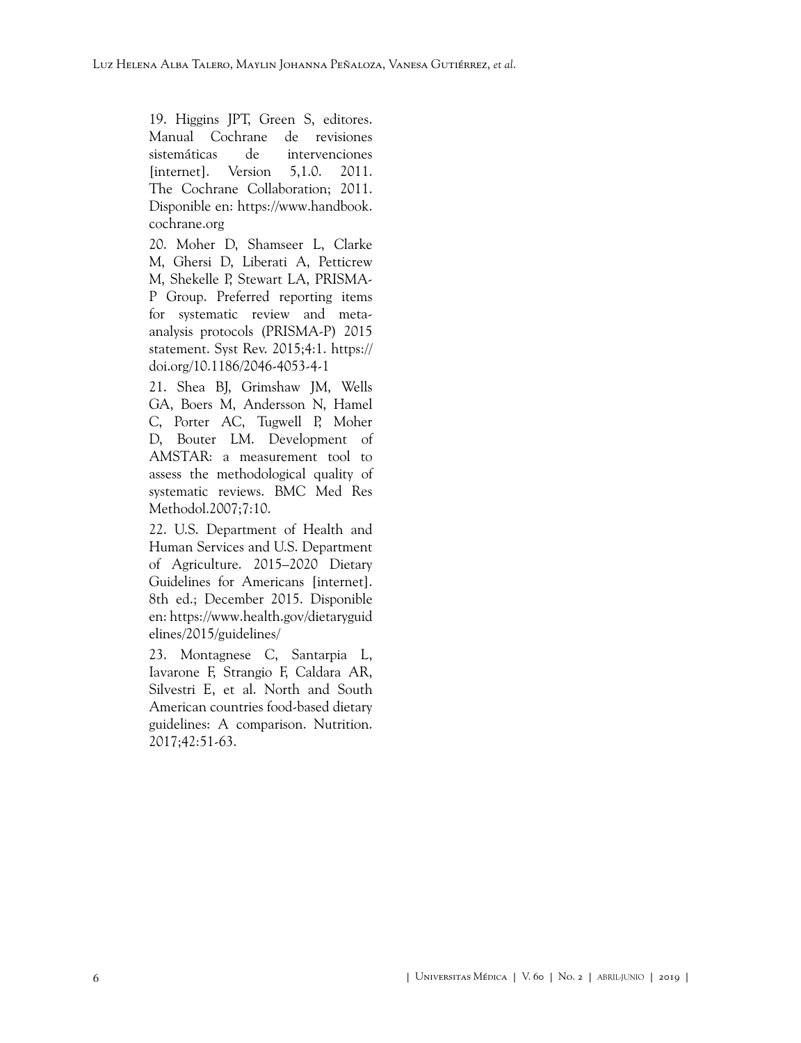19. Higgins JPT, Green S, editores. Manual Cochrane de revisiones sistemáticas de intervenciones [internet]. Version 5,1.0. 2011. The Cochrane Collaboration; 2011. Disponible en: https://www.handbook.cochrane.org

20. Moher D, Shamseer L, Clarke M, Ghersi D, Liberati A, Petticrew M, Shekelle P, Stewart LA, PRISMA-P Group. Preferred reporting items for systematic review and meta-analysis protocols (PRISMA-P) 2015 statement. Syst Rev. 2015;4:1. https://doi.org/10.1186/2046-4053-4-1

21. Shea BJ, Grimshaw JM, Wells GA, Boers M, Andersson N, Hamel C, Porter AC, Tugwell P, Moher D, Bouter LM. Development of AMSTAR: a measurement tool to assess the methodological quality of systematic reviews. BMC Med Res Methodol.2007;7:10.

22. U.S. Department of Health and Human Services and U.S. Department of Agriculture. 2015–2020 Dietary Guidelines for Americans [internet]. 8th ed.; December 2015. Disponible en: https://www.health.gov/dietaryguidelines/2015/guidelines/

23. Montagnese C, Santarpia L, Iavarone F, Strangio F, Caldara AR, Silvestri E, et al. North and South American countries food-based dietary guidelines: A comparison. Nutrition. 2017;42:51-63.